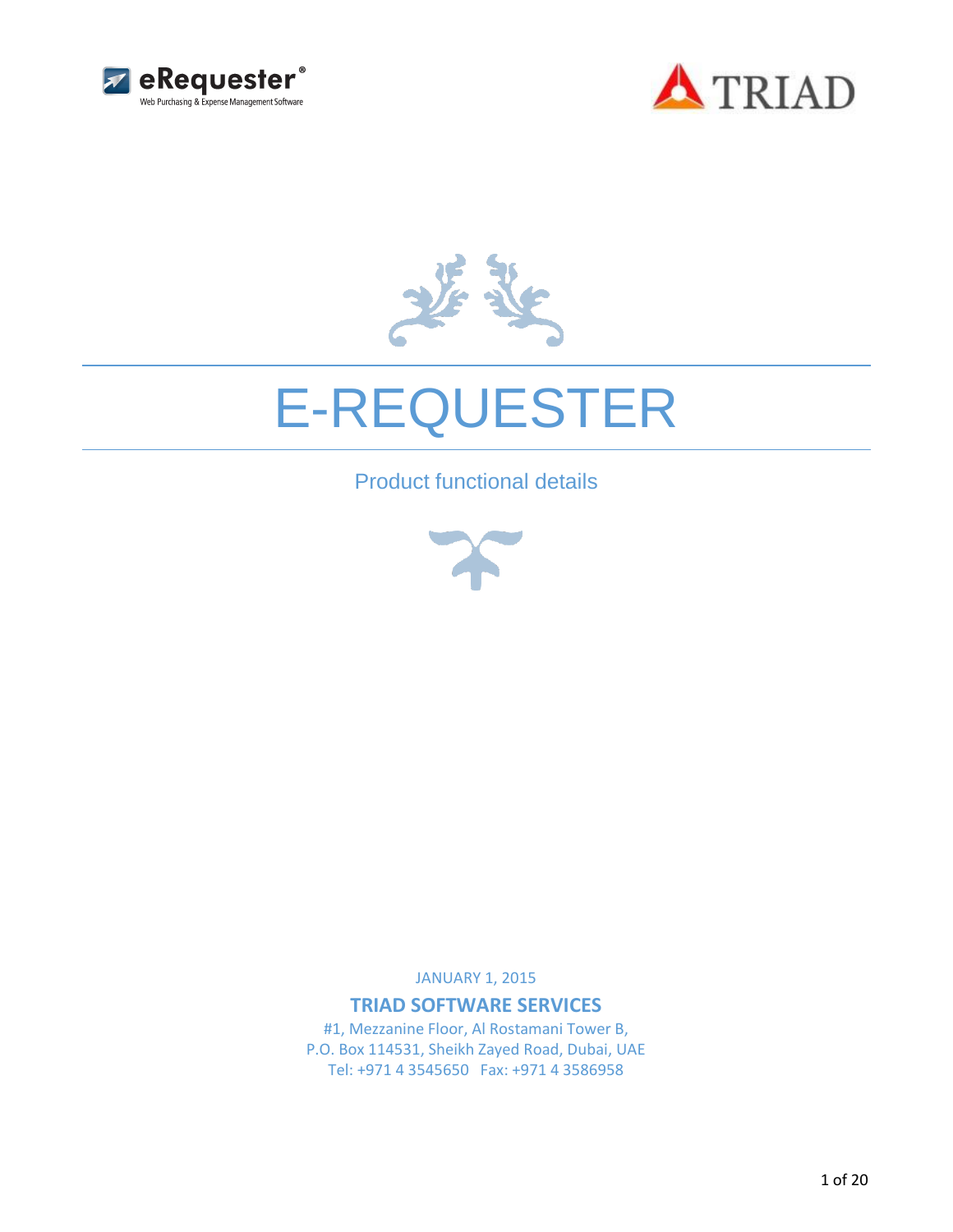eRequester®

Web Purchasing & Expense Management Software

TRIAD

# E-REQUESTER

## Product functional details

JANUARY 1, 2015

**TRIAD SOFTWARE SERVICES**

#1, Mezzanine Floor, Al Rostamani Tower B,
P.O. Box 114531, Sheikh Zayed Road, Dubai, UAE
Tel: +971 4 3545650 Fax: +971 4 3586958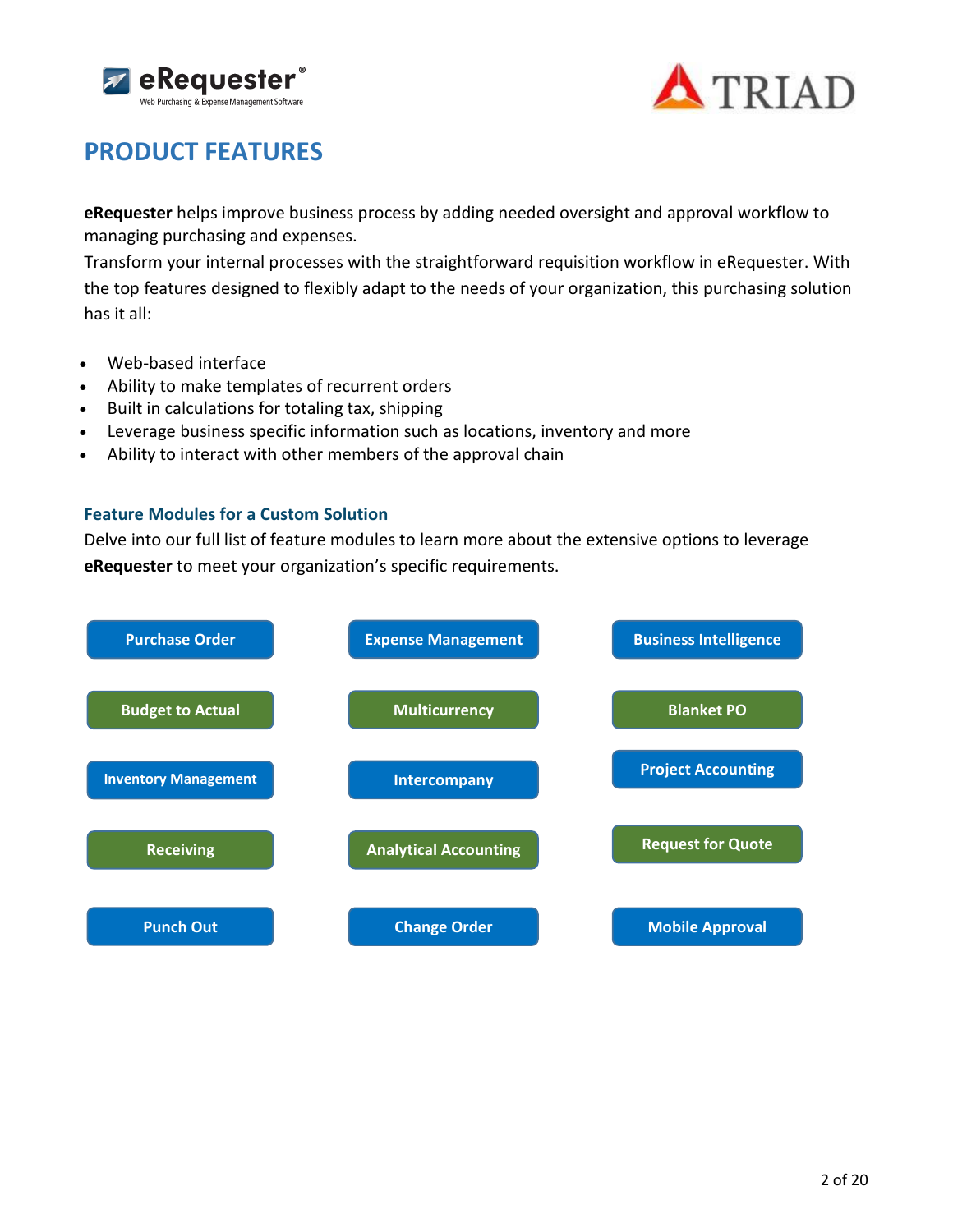# PRODUCT FEATURES

**eRequester** helps improve business process by adding needed oversight and approval workflow to managing purchasing and expenses.
Transform your internal processes with the straightforward requisition workflow in eRequester. With the top features designed to flexibly adapt to the needs of your organization, this purchasing solution has it all:

- Web-based interface
- Ability to make templates of recurrent orders
- Built in calculations for totaling tax, shipping
- Leverage business specific information such as locations, inventory and more
- Ability to interact with other members of the approval chain

### Feature Modules for a Custom Solution

Delve into our full list of feature modules to learn more about the extensive options to leverage **eRequester** to meet your organization's specific requirements.

| | | |
|---|---|---|
| Purchase Order | Expense Management | Business Intelligence |
| Budget to Actual | Multicurrency | Blanket PO |
| Inventory Management | Intercompany | Project Accounting |
| Receiving | Analytical Accounting | Request for Quote |
| Punch Out | Change Order | Mobile Approval |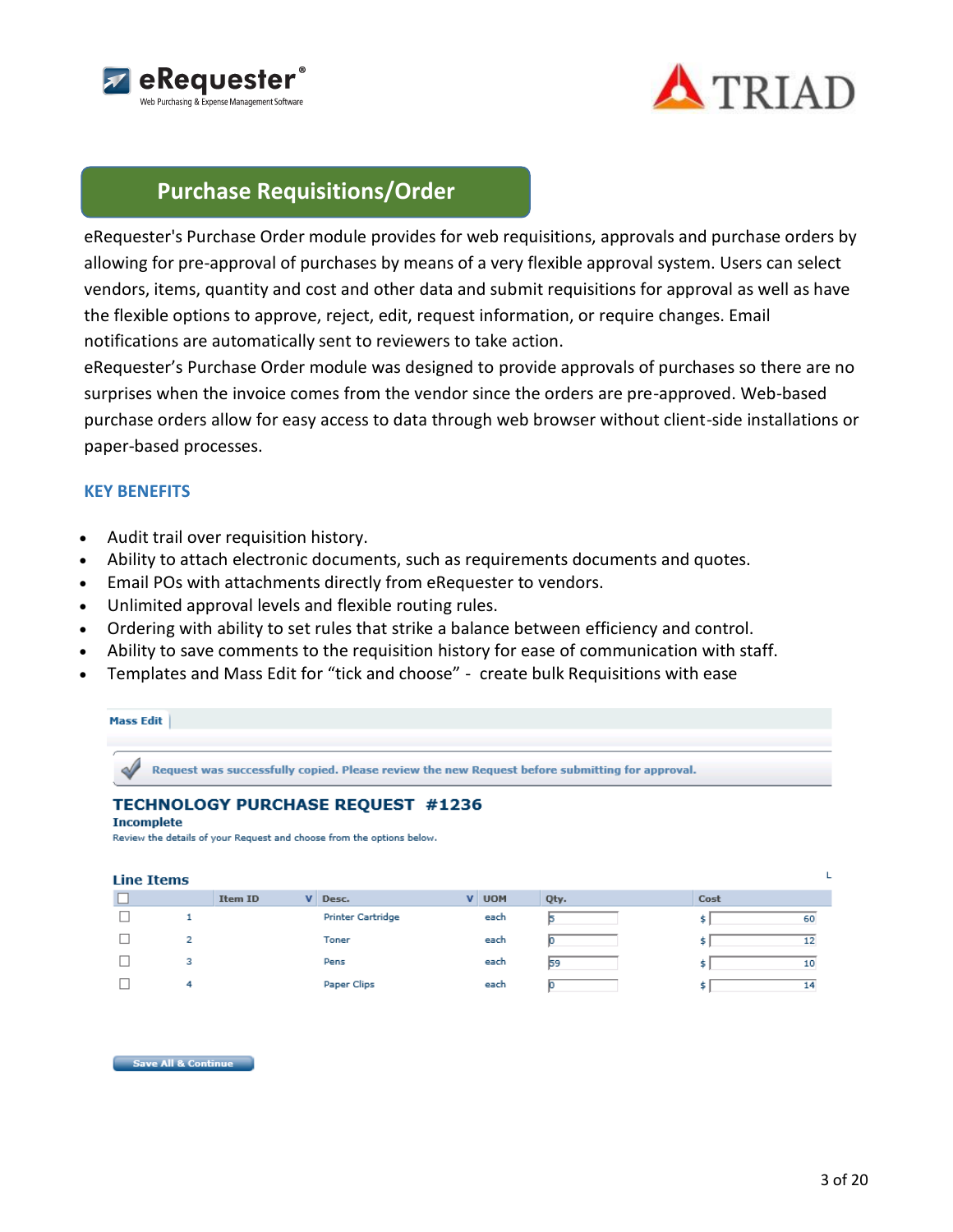## Purchase Requisitions/Order

eRequester's Purchase Order module provides for web requisitions, approvals and purchase orders by allowing for pre-approval of purchases by means of a very flexible approval system. Users can select vendors, items, quantity and cost and other data and submit requisitions for approval as well as have the flexible options to approve, reject, edit, request information, or require changes. Email notifications are automatically sent to reviewers to take action.

eRequester's Purchase Order module was designed to provide approvals of purchases so there are no surprises when the invoice comes from the vendor since the orders are pre-approved. Web-based purchase orders allow for easy access to data through web browser without client-side installations or paper-based processes.

### KEY BENEFITS

- Audit trail over requisition history.
- Ability to attach electronic documents, such as requirements documents and quotes.
- Email POs with attachments directly from eRequester to vendors.
- Unlimited approval levels and flexible routing rules.
- Ordering with ability to set rules that strike a balance between efficiency and control.
- Ability to save comments to the requisition history for ease of communication with staff.
- Templates and Mass Edit for "tick and choose" - create bulk Requisitions with ease

**Mass Edit**

Request was successfully copied. Please review the new Request before submitting for approval.

**TECHNOLOGY PURCHASE REQUEST #1236**

**Incomplete**

Review the details of your Request and choose from the options below.

**Line Items**

| ☐ | Item ID | Desc. | UOM | Qty. | Cost |
|---|---|---|---|---|---|
| ☐ | 1 | Printer Cartridge | each | 5 | $ 60 |
| ☐ | 2 | Toner | each | 0 | $ 12 |
| ☐ | 3 | Pens | each | 59 | $ 10 |
| ☐ | 4 | Paper Clips | each | 0 | $ 14 |

Save All & Continue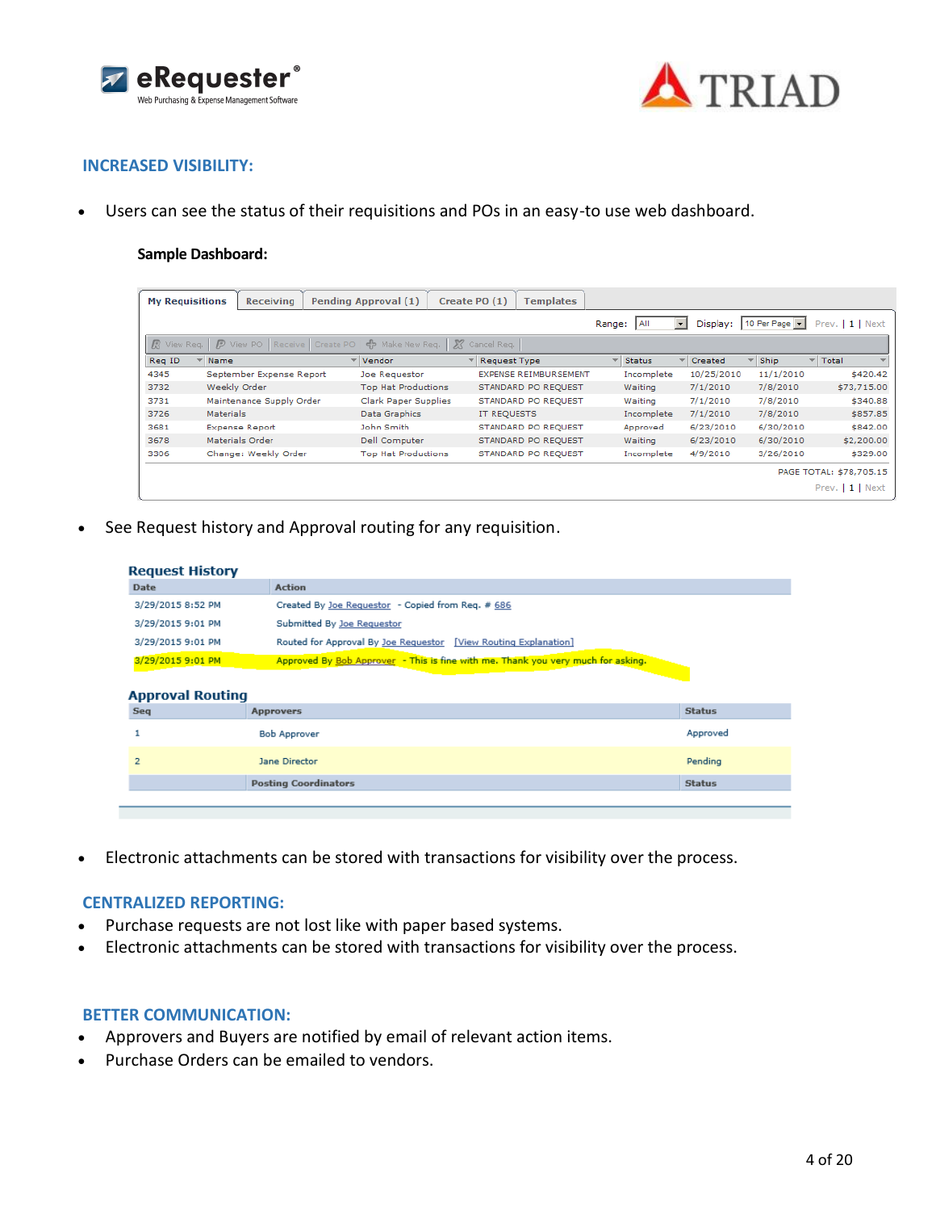## INCREASED VISIBILITY:

- Users can see the status of their requisitions and POs in an easy-to use web dashboard.

**Sample Dashboard:**

My Requisitions | Receiving | Pending Approval (1) | Create PO (1) | Templates

Range: All Display: 10 Per Page Prev. | 1 | Next

View Req. | View PO | Receive | Create PO | Make New Req. | Cancel Req.

| Req ID | Name | Vendor | Request Type | Status | Created | Ship | Total |
|---|---|---|---|---|---|---|---|
| 4345 | September Expense Report | Joe Requestor | EXPENSE REIMBURSEMENT | Incomplete | 10/25/2010 | 11/1/2010 | $420.42 |
| 3732 | Weekly Order | Top Hat Productions | STANDARD PO REQUEST | Waiting | 7/1/2010 | 7/8/2010 | $73,715.00 |
| 3731 | Maintenance Supply Order | Clark Paper Supplies | STANDARD PO REQUEST | Waiting | 7/1/2010 | 7/8/2010 | $340.88 |
| 3726 | Materials | Data Graphics | IT REQUESTS | Incomplete | 7/1/2010 | 7/8/2010 | $857.85 |
| 3681 | Expense Report | John Smith | STANDARD PO REQUEST | Approved | 6/23/2010 | 6/30/2010 | $842.00 |
| 3678 | Materials Order | Dell Computer | STANDARD PO REQUEST | Waiting | 6/23/2010 | 6/30/2010 | $2,200.00 |
| 3306 | Change: Weekly Order | Top Hat Productions | STANDARD PO REQUEST | Incomplete | 4/9/2010 | 3/26/2010 | $329.00 |

PAGE TOTAL: $78,705.15

Prev. | 1 | Next

- See Request history and Approval routing for any requisition.

**Request History**

| Date | Action |
|---|---|
| 3/29/2015 8:52 PM | Created By Joe Requestor - Copied from Req. # 686 |
| 3/29/2015 9:01 PM | Submitted By Joe Requestor |
| 3/29/2015 9:01 PM | Routed for Approval By Joe Requestor [View Routing Explanation] |
| 3/29/2015 9:01 PM | Approved By Bob Approver - This is fine with me. Thank you very much for asking. |

**Approval Routing**

| Seq | Approvers | Status |
|---|---|---|
| 1 | Bob Approver | Approved |
| 2 | Jane Director | Pending |
| | Posting Coordinators | Status |

- Electronic attachments can be stored with transactions for visibility over the process.

## CENTRALIZED REPORTING:

- Purchase requests are not lost like with paper based systems.
- Electronic attachments can be stored with transactions for visibility over the process.

## BETTER COMMUNICATION:

- Approvers and Buyers are notified by email of relevant action items.
- Purchase Orders can be emailed to vendors.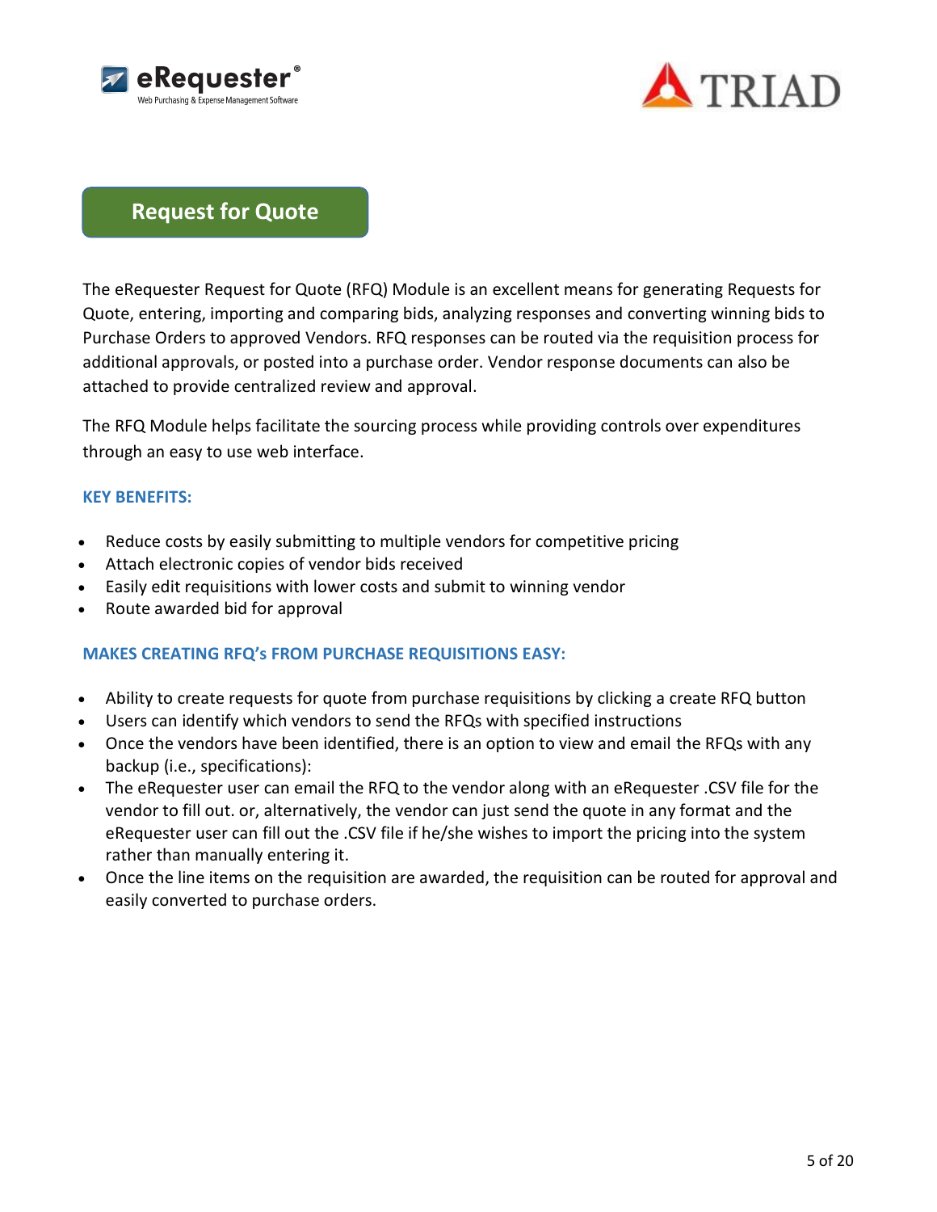# Request for Quote

The eRequester Request for Quote (RFQ) Module is an excellent means for generating Requests for Quote, entering, importing and comparing bids, analyzing responses and converting winning bids to Purchase Orders to approved Vendors. RFQ responses can be routed via the requisition process for additional approvals, or posted into a purchase order. Vendor response documents can also be attached to provide centralized review and approval.

The RFQ Module helps facilitate the sourcing process while providing controls over expenditures through an easy to use web interface.

### KEY BENEFITS:

- Reduce costs by easily submitting to multiple vendors for competitive pricing
- Attach electronic copies of vendor bids received
- Easily edit requisitions with lower costs and submit to winning vendor
- Route awarded bid for approval

### MAKES CREATING RFQ's FROM PURCHASE REQUISITIONS EASY:

- Ability to create requests for quote from purchase requisitions by clicking a create RFQ button
- Users can identify which vendors to send the RFQs with specified instructions
- Once the vendors have been identified, there is an option to view and email the RFQs with any backup (i.e., specifications):
- The eRequester user can email the RFQ to the vendor along with an eRequester .CSV file for the vendor to fill out. or, alternatively, the vendor can just send the quote in any format and the eRequester user can fill out the .CSV file if he/she wishes to import the pricing into the system rather than manually entering it.
- Once the line items on the requisition are awarded, the requisition can be routed for approval and easily converted to purchase orders.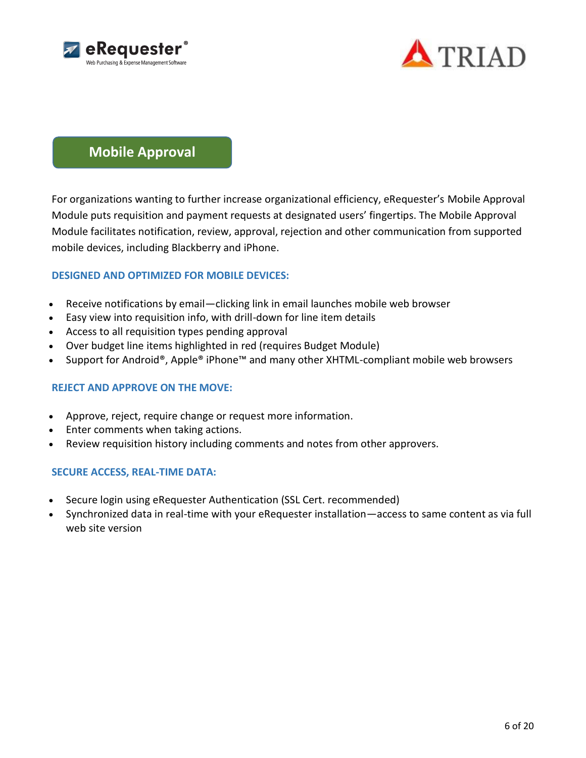## Mobile Approval

For organizations wanting to further increase organizational efficiency, eRequester's Mobile Approval Module puts requisition and payment requests at designated users' fingertips. The Mobile Approval Module facilitates notification, review, approval, rejection and other communication from supported mobile devices, including Blackberry and iPhone.

### DESIGNED AND OPTIMIZED FOR MOBILE DEVICES:

- Receive notifications by email—clicking link in email launches mobile web browser
- Easy view into requisition info, with drill-down for line item details
- Access to all requisition types pending approval
- Over budget line items highlighted in red (requires Budget Module)
- Support for Android®, Apple® iPhone™ and many other XHTML-compliant mobile web browsers

### REJECT AND APPROVE ON THE MOVE:

- Approve, reject, require change or request more information.
- Enter comments when taking actions.
- Review requisition history including comments and notes from other approvers.

### SECURE ACCESS, REAL-TIME DATA:

- Secure login using eRequester Authentication (SSL Cert. recommended)
- Synchronized data in real-time with your eRequester installation—access to same content as via full web site version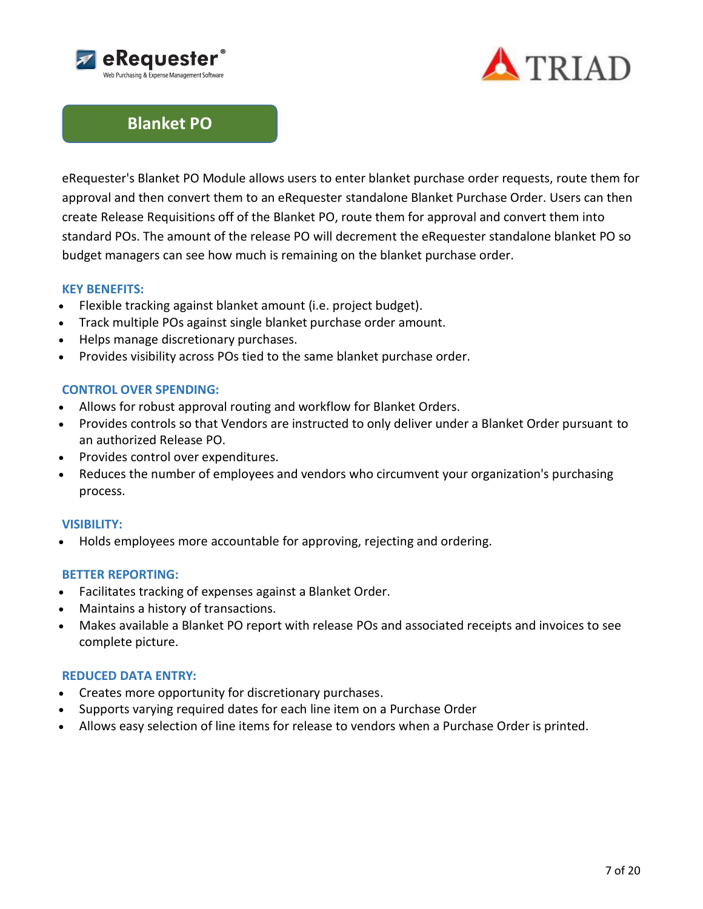## Blanket PO

eRequester's Blanket PO Module allows users to enter blanket purchase order requests, route them for approval and then convert them to an eRequester standalone Blanket Purchase Order. Users can then create Release Requisitions off of the Blanket PO, route them for approval and convert them into standard POs. The amount of the release PO will decrement the eRequester standalone blanket PO so budget managers can see how much is remaining on the blanket purchase order.

**KEY BENEFITS:**

- Flexible tracking against blanket amount (i.e. project budget).
- Track multiple POs against single blanket purchase order amount.
- Helps manage discretionary purchases.
- Provides visibility across POs tied to the same blanket purchase order.

**CONTROL OVER SPENDING:**

- Allows for robust approval routing and workflow for Blanket Orders.
- Provides controls so that Vendors are instructed to only deliver under a Blanket Order pursuant to an authorized Release PO.
- Provides control over expenditures.
- Reduces the number of employees and vendors who circumvent your organization's purchasing process.

**VISIBILITY:**

- Holds employees more accountable for approving, rejecting and ordering.

**BETTER REPORTING:**

- Facilitates tracking of expenses against a Blanket Order.
- Maintains a history of transactions.
- Makes available a Blanket PO report with release POs and associated receipts and invoices to see complete picture.

**REDUCED DATA ENTRY:**

- Creates more opportunity for discretionary purchases.
- Supports varying required dates for each line item on a Purchase Order
- Allows easy selection of line items for release to vendors when a Purchase Order is printed.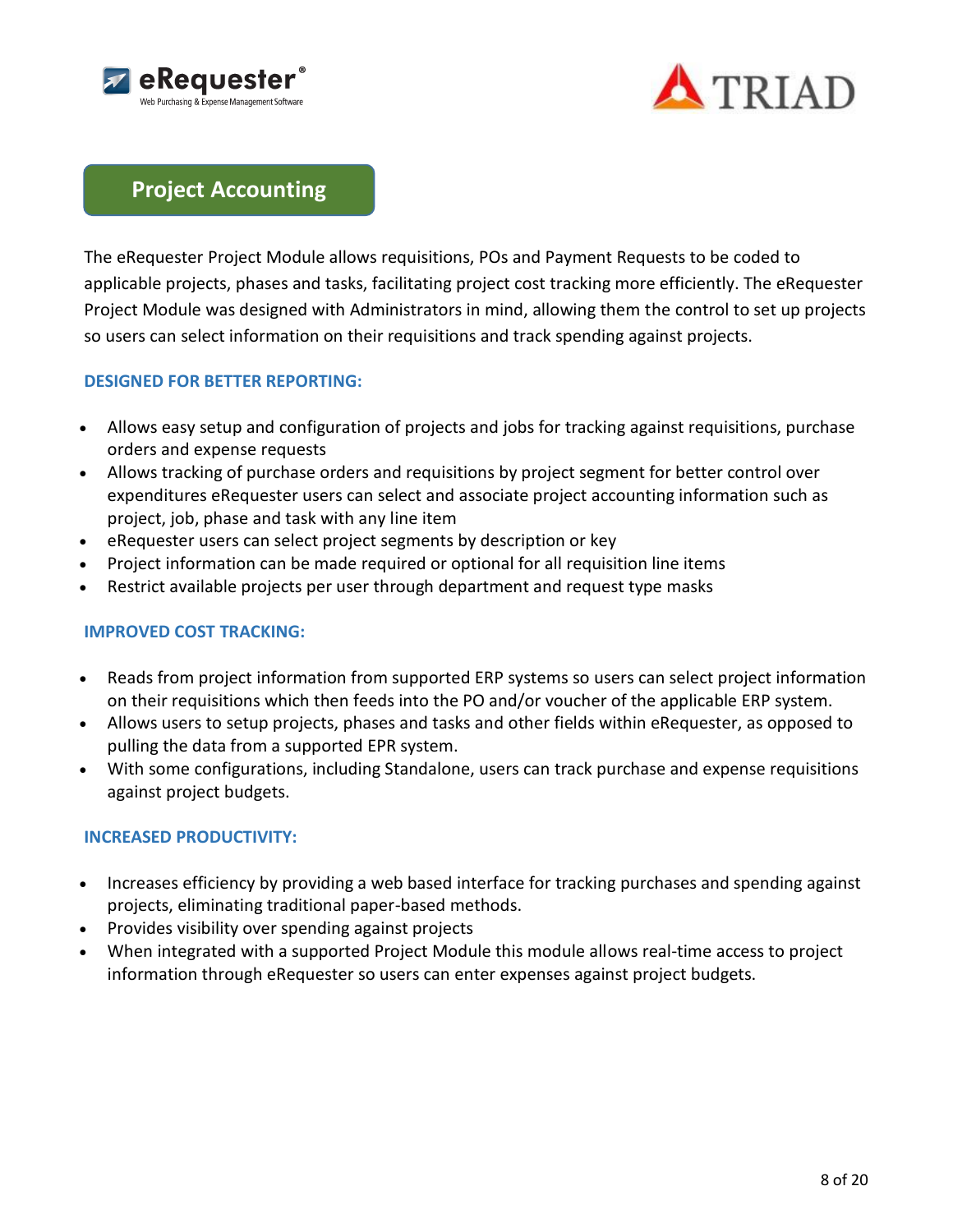## Project Accounting

The eRequester Project Module allows requisitions, POs and Payment Requests to be coded to applicable projects, phases and tasks, facilitating project cost tracking more efficiently. The eRequester Project Module was designed with Administrators in mind, allowing them the control to set up projects so users can select information on their requisitions and track spending against projects.

### DESIGNED FOR BETTER REPORTING:

- Allows easy setup and configuration of projects and jobs for tracking against requisitions, purchase orders and expense requests
- Allows tracking of purchase orders and requisitions by project segment for better control over expenditures eRequester users can select and associate project accounting information such as project, job, phase and task with any line item
- eRequester users can select project segments by description or key
- Project information can be made required or optional for all requisition line items
- Restrict available projects per user through department and request type masks

### IMPROVED COST TRACKING:

- Reads from project information from supported ERP systems so users can select project information on their requisitions which then feeds into the PO and/or voucher of the applicable ERP system.
- Allows users to setup projects, phases and tasks and other fields within eRequester, as opposed to pulling the data from a supported EPR system.
- With some configurations, including Standalone, users can track purchase and expense requisitions against project budgets.

### INCREASED PRODUCTIVITY:

- Increases efficiency by providing a web based interface for tracking purchases and spending against projects, eliminating traditional paper-based methods.
- Provides visibility over spending against projects
- When integrated with a supported Project Module this module allows real-time access to project information through eRequester so users can enter expenses against project budgets.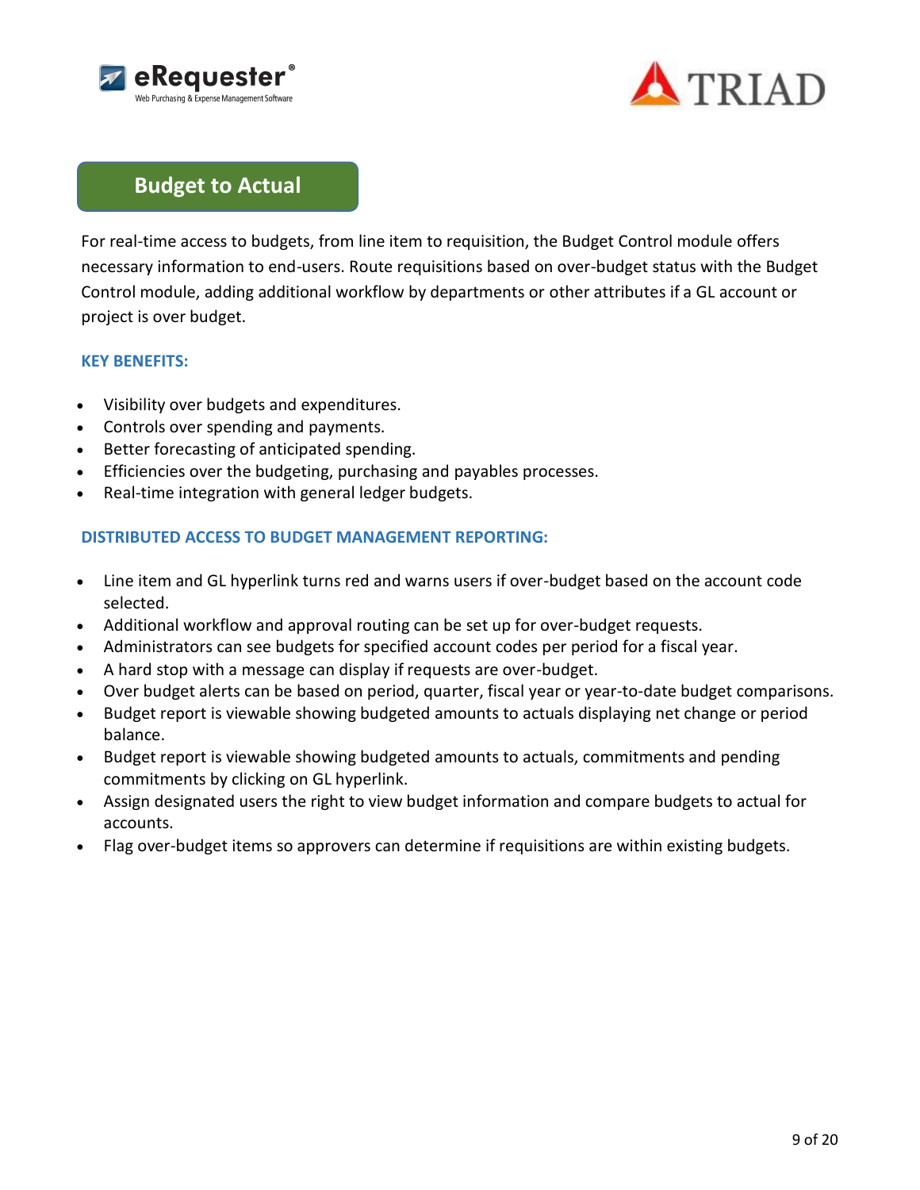## Budget to Actual

For real-time access to budgets, from line item to requisition, the Budget Control module offers necessary information to end-users. Route requisitions based on over-budget status with the Budget Control module, adding additional workflow by departments or other attributes if a GL account or project is over budget.

### KEY BENEFITS:

- Visibility over budgets and expenditures.
- Controls over spending and payments.
- Better forecasting of anticipated spending.
- Efficiencies over the budgeting, purchasing and payables processes.
- Real-time integration with general ledger budgets.

### DISTRIBUTED ACCESS TO BUDGET MANAGEMENT REPORTING:

- Line item and GL hyperlink turns red and warns users if over-budget based on the account code selected.
- Additional workflow and approval routing can be set up for over-budget requests.
- Administrators can see budgets for specified account codes per period for a fiscal year.
- A hard stop with a message can display if requests are over-budget.
- Over budget alerts can be based on period, quarter, fiscal year or year-to-date budget comparisons.
- Budget report is viewable showing budgeted amounts to actuals displaying net change or period balance.
- Budget report is viewable showing budgeted amounts to actuals, commitments and pending commitments by clicking on GL hyperlink.
- Assign designated users the right to view budget information and compare budgets to actual for accounts.
- Flag over-budget items so approvers can determine if requisitions are within existing budgets.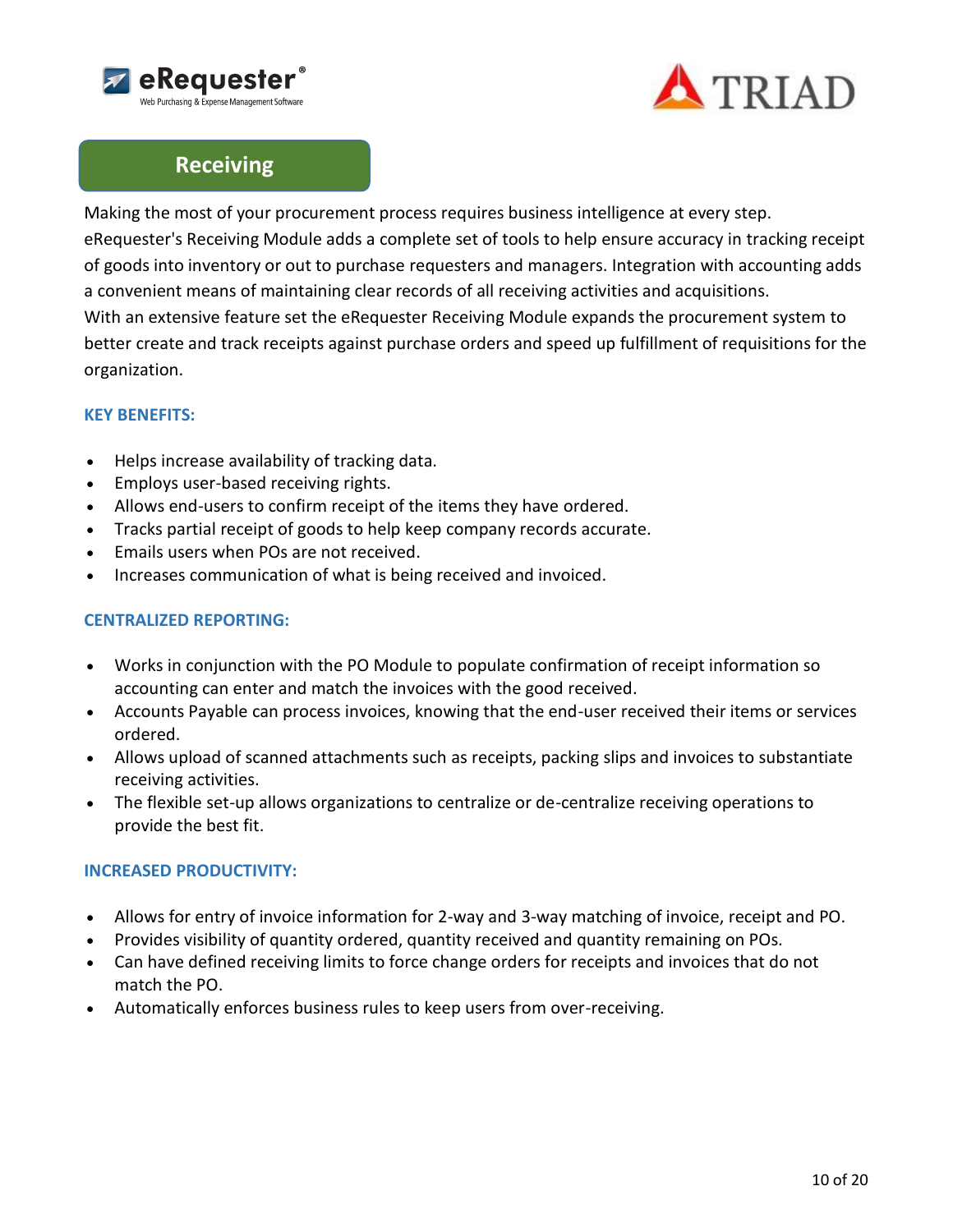## Receiving

Making the most of your procurement process requires business intelligence at every step. eRequester's Receiving Module adds a complete set of tools to help ensure accuracy in tracking receipt of goods into inventory or out to purchase requesters and managers. Integration with accounting adds a convenient means of maintaining clear records of all receiving activities and acquisitions. With an extensive feature set the eRequester Receiving Module expands the procurement system to better create and track receipts against purchase orders and speed up fulfillment of requisitions for the organization.

### KEY BENEFITS:

- Helps increase availability of tracking data.
- Employs user-based receiving rights.
- Allows end-users to confirm receipt of the items they have ordered.
- Tracks partial receipt of goods to help keep company records accurate.
- Emails users when POs are not received.
- Increases communication of what is being received and invoiced.

### CENTRALIZED REPORTING:

- Works in conjunction with the PO Module to populate confirmation of receipt information so accounting can enter and match the invoices with the good received.
- Accounts Payable can process invoices, knowing that the end-user received their items or services ordered.
- Allows upload of scanned attachments such as receipts, packing slips and invoices to substantiate receiving activities.
- The flexible set-up allows organizations to centralize or de-centralize receiving operations to provide the best fit.

### INCREASED PRODUCTIVITY:

- Allows for entry of invoice information for 2-way and 3-way matching of invoice, receipt and PO.
- Provides visibility of quantity ordered, quantity received and quantity remaining on POs.
- Can have defined receiving limits to force change orders for receipts and invoices that do not match the PO.
- Automatically enforces business rules to keep users from over-receiving.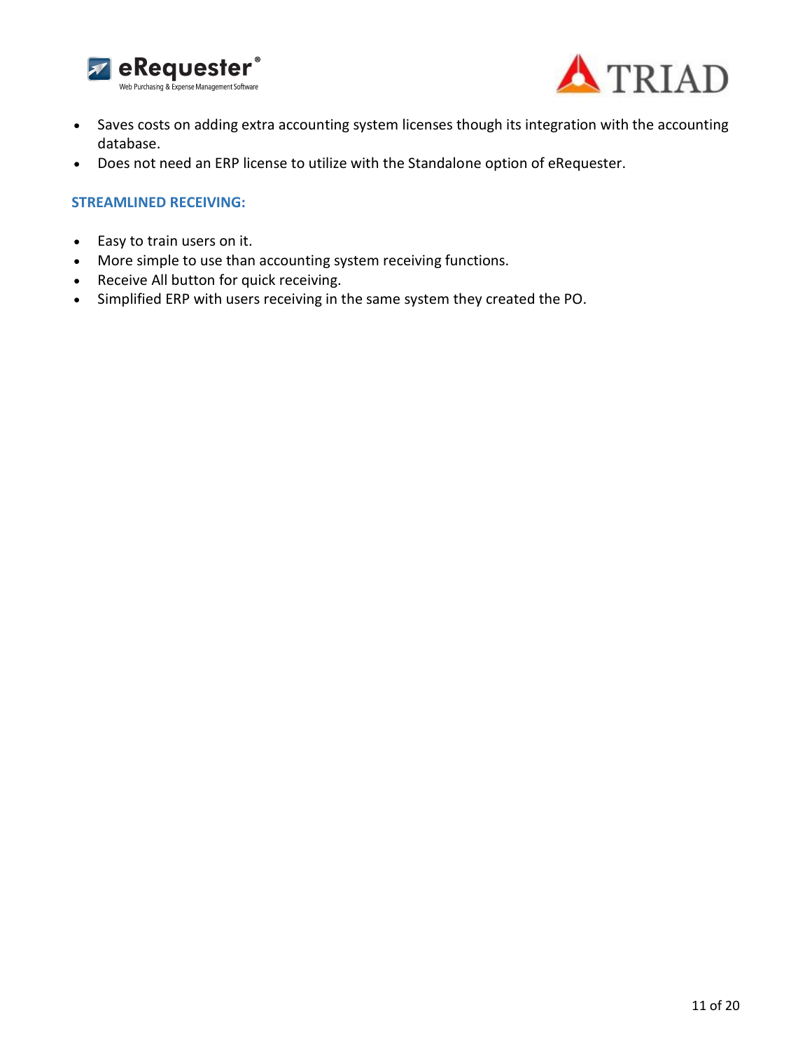- Saves costs on adding extra accounting system licenses though its integration with the accounting database.
- Does not need an ERP license to utilize with the Standalone option of eRequester.

### STREAMLINED RECEIVING:

- Easy to train users on it.
- More simple to use than accounting system receiving functions.
- Receive All button for quick receiving.
- Simplified ERP with users receiving in the same system they created the PO.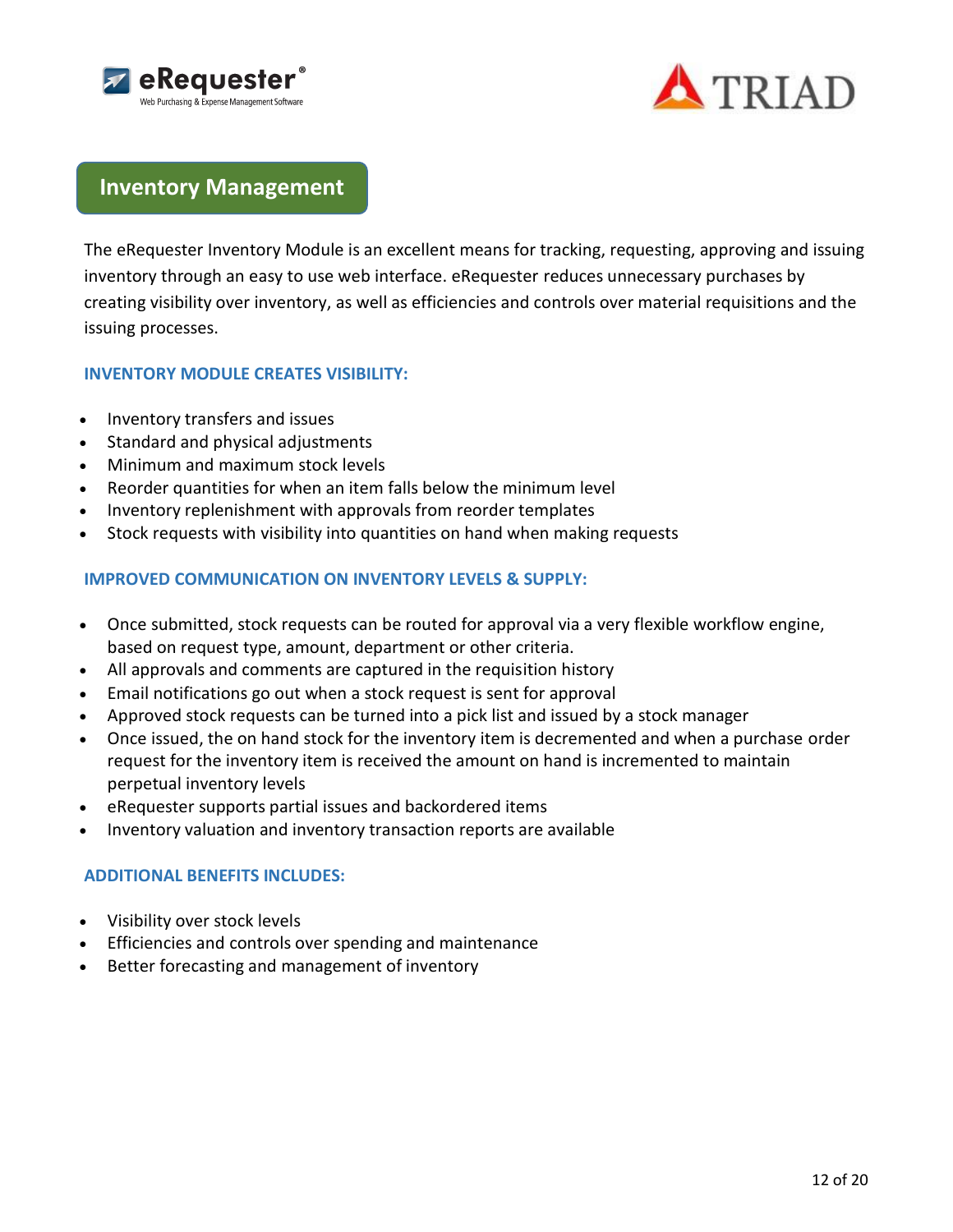## Inventory Management

The eRequester Inventory Module is an excellent means for tracking, requesting, approving and issuing inventory through an easy to use web interface. eRequester reduces unnecessary purchases by creating visibility over inventory, as well as efficiencies and controls over material requisitions and the issuing processes.

### INVENTORY MODULE CREATES VISIBILITY:

- Inventory transfers and issues
- Standard and physical adjustments
- Minimum and maximum stock levels
- Reorder quantities for when an item falls below the minimum level
- Inventory replenishment with approvals from reorder templates
- Stock requests with visibility into quantities on hand when making requests

### IMPROVED COMMUNICATION ON INVENTORY LEVELS & SUPPLY:

- Once submitted, stock requests can be routed for approval via a very flexible workflow engine, based on request type, amount, department or other criteria.
- All approvals and comments are captured in the requisition history
- Email notifications go out when a stock request is sent for approval
- Approved stock requests can be turned into a pick list and issued by a stock manager
- Once issued, the on hand stock for the inventory item is decremented and when a purchase order request for the inventory item is received the amount on hand is incremented to maintain perpetual inventory levels
- eRequester supports partial issues and backordered items
- Inventory valuation and inventory transaction reports are available

### ADDITIONAL BENEFITS INCLUDES:

- Visibility over stock levels
- Efficiencies and controls over spending and maintenance
- Better forecasting and management of inventory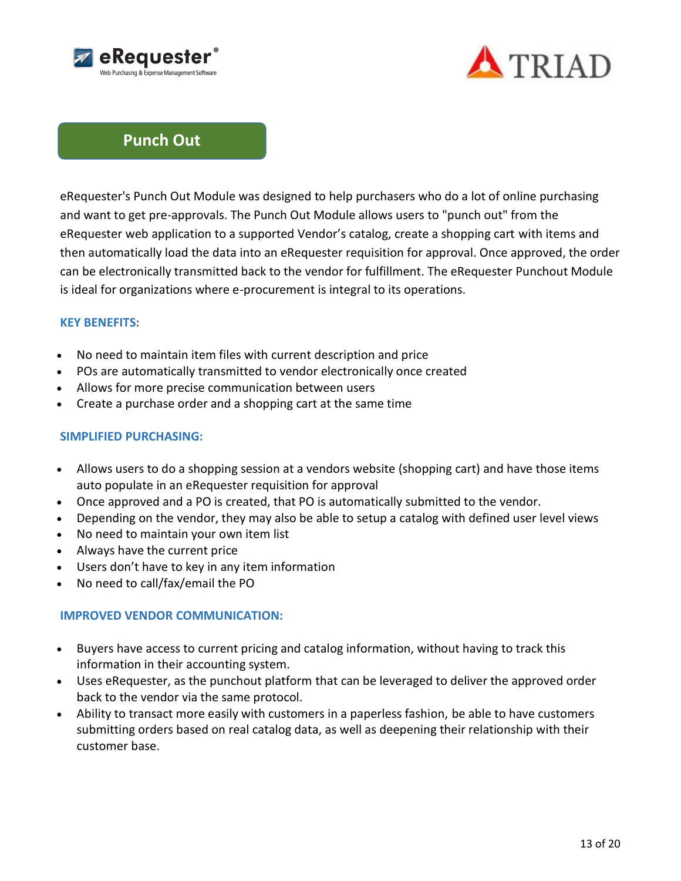## Punch Out

eRequester's Punch Out Module was designed to help purchasers who do a lot of online purchasing and want to get pre-approvals. The Punch Out Module allows users to "punch out" from the eRequester web application to a supported Vendor’s catalog, create a shopping cart with items and then automatically load the data into an eRequester requisition for approval. Once approved, the order can be electronically transmitted back to the vendor for fulfillment. The eRequester Punchout Module is ideal for organizations where e-procurement is integral to its operations.

### KEY BENEFITS:

- No need to maintain item files with current description and price
- POs are automatically transmitted to vendor electronically once created
- Allows for more precise communication between users
- Create a purchase order and a shopping cart at the same time

### SIMPLIFIED PURCHASING:

- Allows users to do a shopping session at a vendors website (shopping cart) and have those items auto populate in an eRequester requisition for approval
- Once approved and a PO is created, that PO is automatically submitted to the vendor.
- Depending on the vendor, they may also be able to setup a catalog with defined user level views
- No need to maintain your own item list
- Always have the current price
- Users don’t have to key in any item information
- No need to call/fax/email the PO

### IMPROVED VENDOR COMMUNICATION:

- Buyers have access to current pricing and catalog information, without having to track this information in their accounting system.
- Uses eRequester, as the punchout platform that can be leveraged to deliver the approved order back to the vendor via the same protocol.
- Ability to transact more easily with customers in a paperless fashion, be able to have customers submitting orders based on real catalog data, as well as deepening their relationship with their customer base.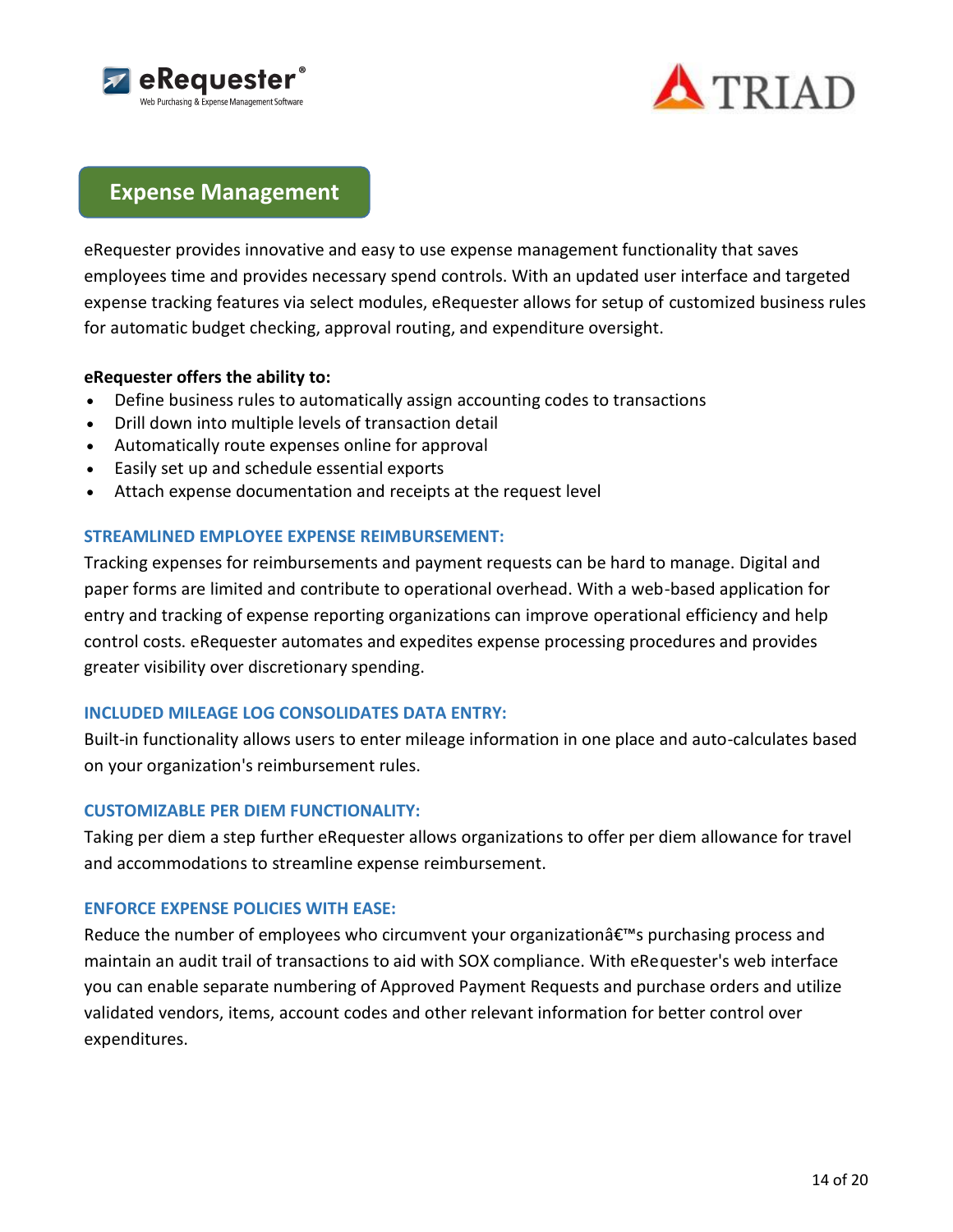## Expense Management

eRequester provides innovative and easy to use expense management functionality that saves employees time and provides necessary spend controls. With an updated user interface and targeted expense tracking features via select modules, eRequester allows for setup of customized business rules for automatic budget checking, approval routing, and expenditure oversight.

**eRequester offers the ability to:**

- Define business rules to automatically assign accounting codes to transactions
- Drill down into multiple levels of transaction detail
- Automatically route expenses online for approval
- Easily set up and schedule essential exports
- Attach expense documentation and receipts at the request level

### STREAMLINED EMPLOYEE EXPENSE REIMBURSEMENT:

Tracking expenses for reimbursements and payment requests can be hard to manage. Digital and paper forms are limited and contribute to operational overhead. With a web-based application for entry and tracking of expense reporting organizations can improve operational efficiency and help control costs. eRequester automates and expedites expense processing procedures and provides greater visibility over discretionary spending.

### INCLUDED MILEAGE LOG CONSOLIDATES DATA ENTRY:

Built-in functionality allows users to enter mileage information in one place and auto-calculates based on your organization's reimbursement rules.

### CUSTOMIZABLE PER DIEM FUNCTIONALITY:

Taking per diem a step further eRequester allows organizations to offer per diem allowance for travel and accommodations to streamline expense reimbursement.

### ENFORCE EXPENSE POLICIES WITH EASE:

Reduce the number of employees who circumvent your organizationâ€™s purchasing process and maintain an audit trail of transactions to aid with SOX compliance. With eRequester's web interface you can enable separate numbering of Approved Payment Requests and purchase orders and utilize validated vendors, items, account codes and other relevant information for better control over expenditures.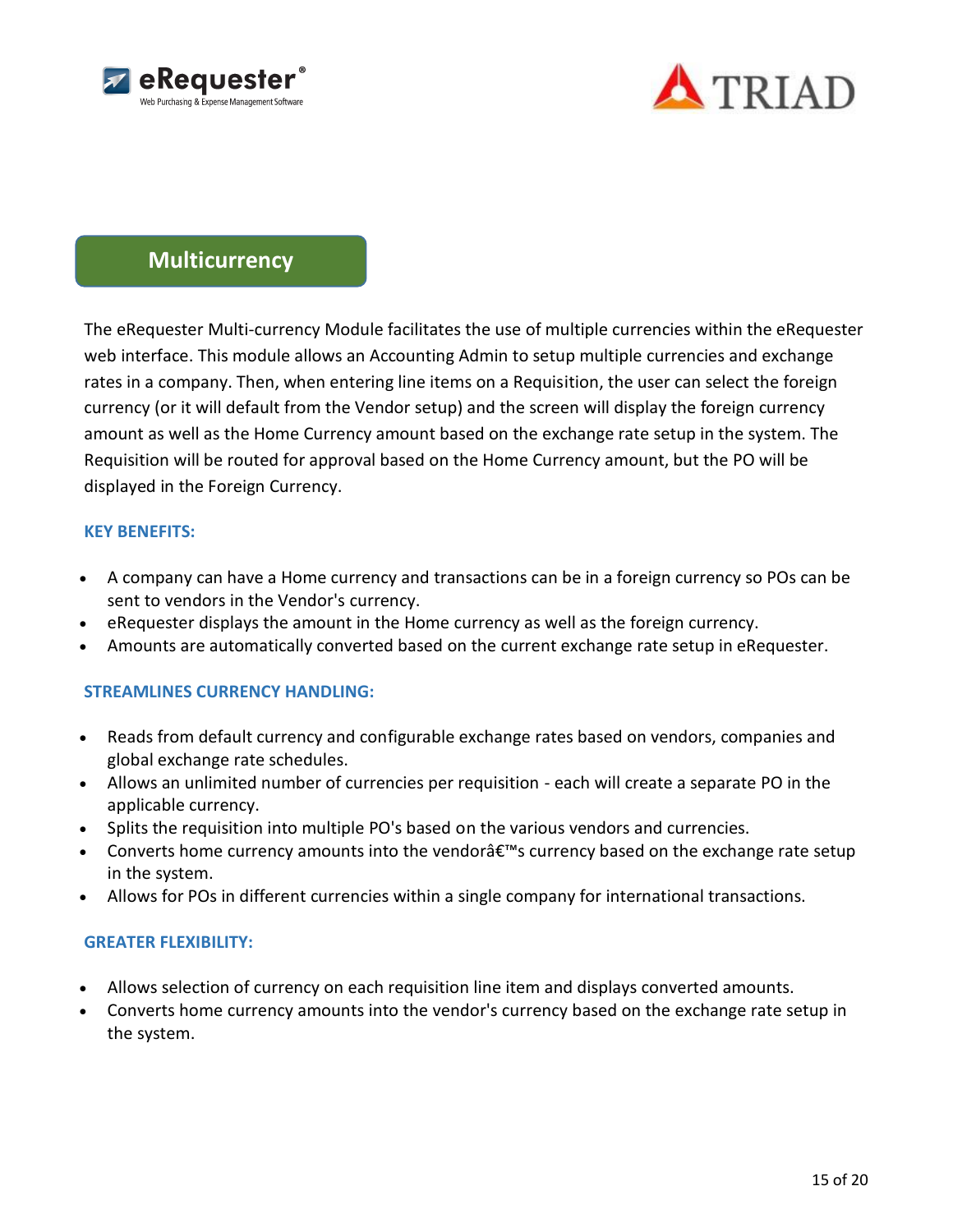## Multicurrency

The eRequester Multi-currency Module facilitates the use of multiple currencies within the eRequester web interface. This module allows an Accounting Admin to setup multiple currencies and exchange rates in a company. Then, when entering line items on a Requisition, the user can select the foreign currency (or it will default from the Vendor setup) and the screen will display the foreign currency amount as well as the Home Currency amount based on the exchange rate setup in the system. The Requisition will be routed for approval based on the Home Currency amount, but the PO will be displayed in the Foreign Currency.

### KEY BENEFITS:

- A company can have a Home currency and transactions can be in a foreign currency so POs can be sent to vendors in the Vendor's currency.
- eRequester displays the amount in the Home currency as well as the foreign currency.
- Amounts are automatically converted based on the current exchange rate setup in eRequester.

### STREAMLINES CURRENCY HANDLING:

- Reads from default currency and configurable exchange rates based on vendors, companies and global exchange rate schedules.
- Allows an unlimited number of currencies per requisition - each will create a separate PO in the applicable currency.
- Splits the requisition into multiple PO's based on the various vendors and currencies.
- Converts home currency amounts into the vendorâ€™s currency based on the exchange rate setup in the system.
- Allows for POs in different currencies within a single company for international transactions.

### GREATER FLEXIBILITY:

- Allows selection of currency on each requisition line item and displays converted amounts.
- Converts home currency amounts into the vendor's currency based on the exchange rate setup in the system.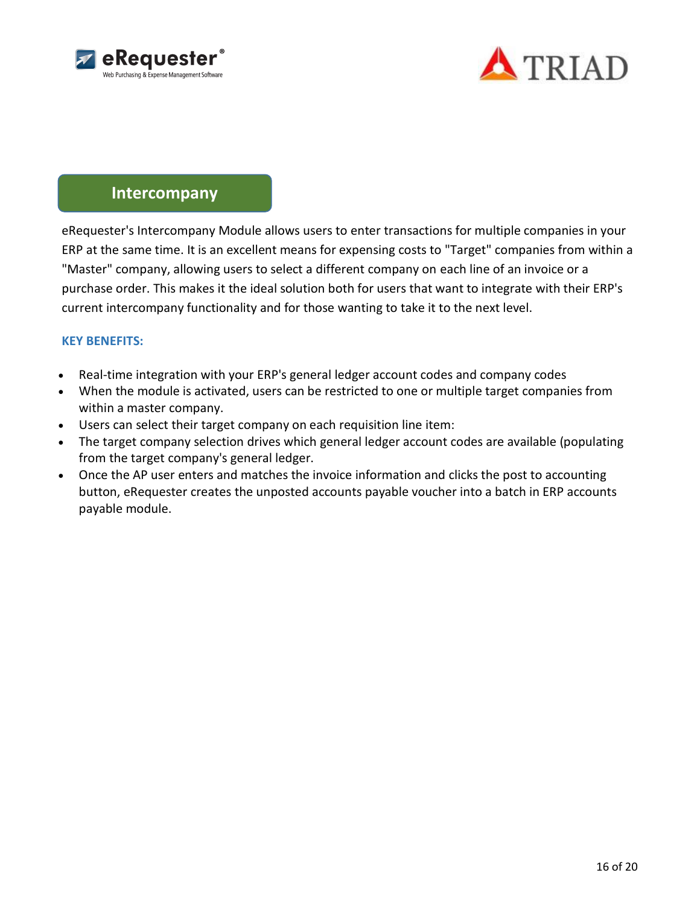## Intercompany

eRequester's Intercompany Module allows users to enter transactions for multiple companies in your ERP at the same time. It is an excellent means for expensing costs to "Target" companies from within a "Master" company, allowing users to select a different company on each line of an invoice or a purchase order. This makes it the ideal solution both for users that want to integrate with their ERP's current intercompany functionality and for those wanting to take it to the next level.

**KEY BENEFITS:**

- Real-time integration with your ERP's general ledger account codes and company codes
- When the module is activated, users can be restricted to one or multiple target companies from within a master company.
- Users can select their target company on each requisition line item:
- The target company selection drives which general ledger account codes are available (populating from the target company's general ledger.
- Once the AP user enters and matches the invoice information and clicks the post to accounting button, eRequester creates the unposted accounts payable voucher into a batch in ERP accounts payable module.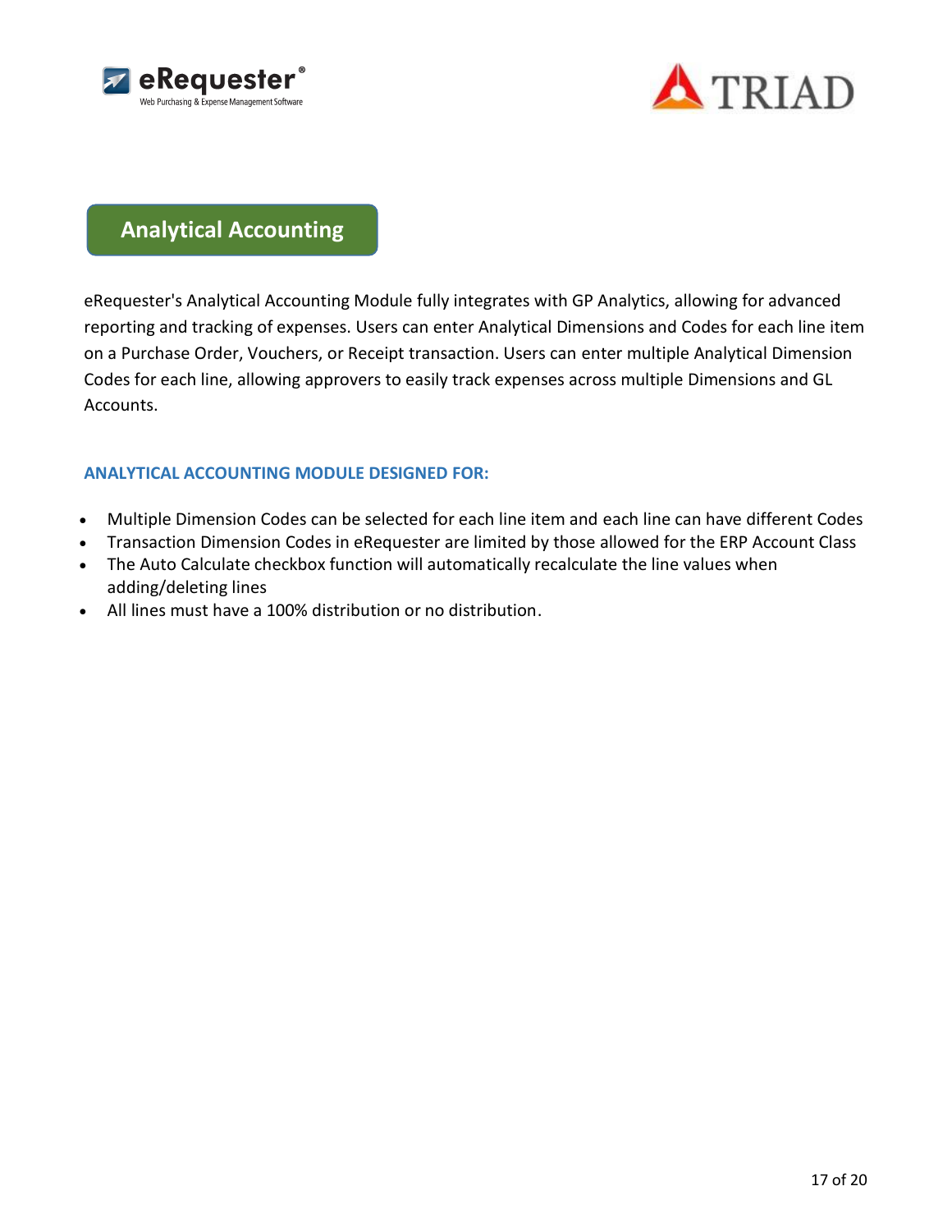# Analytical Accounting

eRequester's Analytical Accounting Module fully integrates with GP Analytics, allowing for advanced reporting and tracking of expenses. Users can enter Analytical Dimensions and Codes for each line item on a Purchase Order, Vouchers, or Receipt transaction. Users can enter multiple Analytical Dimension Codes for each line, allowing approvers to easily track expenses across multiple Dimensions and GL Accounts.

### ANALYTICAL ACCOUNTING MODULE DESIGNED FOR:

- Multiple Dimension Codes can be selected for each line item and each line can have different Codes
- Transaction Dimension Codes in eRequester are limited by those allowed for the ERP Account Class
- The Auto Calculate checkbox function will automatically recalculate the line values when adding/deleting lines
- All lines must have a 100% distribution or no distribution.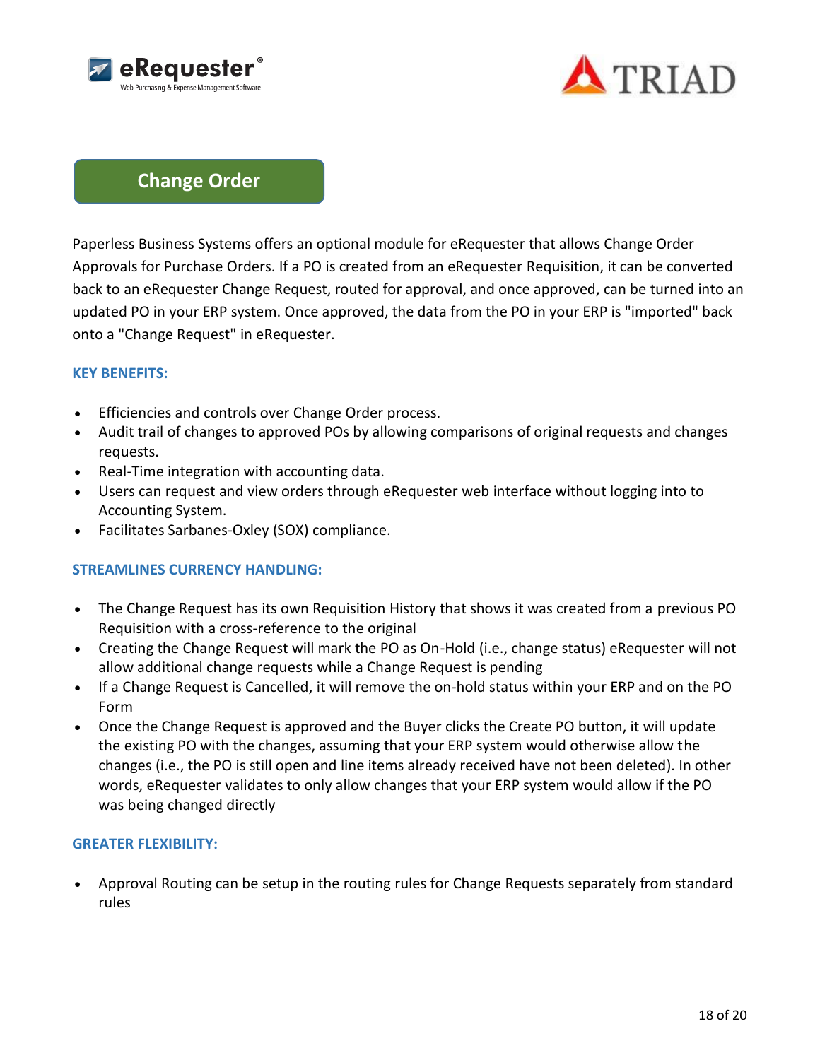## Change Order

Paperless Business Systems offers an optional module for eRequester that allows Change Order Approvals for Purchase Orders. If a PO is created from an eRequester Requisition, it can be converted back to an eRequester Change Request, routed for approval, and once approved, can be turned into an updated PO in your ERP system. Once approved, the data from the PO in your ERP is "imported" back onto a "Change Request" in eRequester.

### KEY BENEFITS:

- Efficiencies and controls over Change Order process.
- Audit trail of changes to approved POs by allowing comparisons of original requests and changes requests.
- Real-Time integration with accounting data.
- Users can request and view orders through eRequester web interface without logging into to Accounting System.
- Facilitates Sarbanes-Oxley (SOX) compliance.

### STREAMLINES CURRENCY HANDLING:

- The Change Request has its own Requisition History that shows it was created from a previous PO Requisition with a cross-reference to the original
- Creating the Change Request will mark the PO as On-Hold (i.e., change status) eRequester will not allow additional change requests while a Change Request is pending
- If a Change Request is Cancelled, it will remove the on-hold status within your ERP and on the PO Form
- Once the Change Request is approved and the Buyer clicks the Create PO button, it will update the existing PO with the changes, assuming that your ERP system would otherwise allow the changes (i.e., the PO is still open and line items already received have not been deleted). In other words, eRequester validates to only allow changes that your ERP system would allow if the PO was being changed directly

### GREATER FLEXIBILITY:

- Approval Routing can be setup in the routing rules for Change Requests separately from standard rules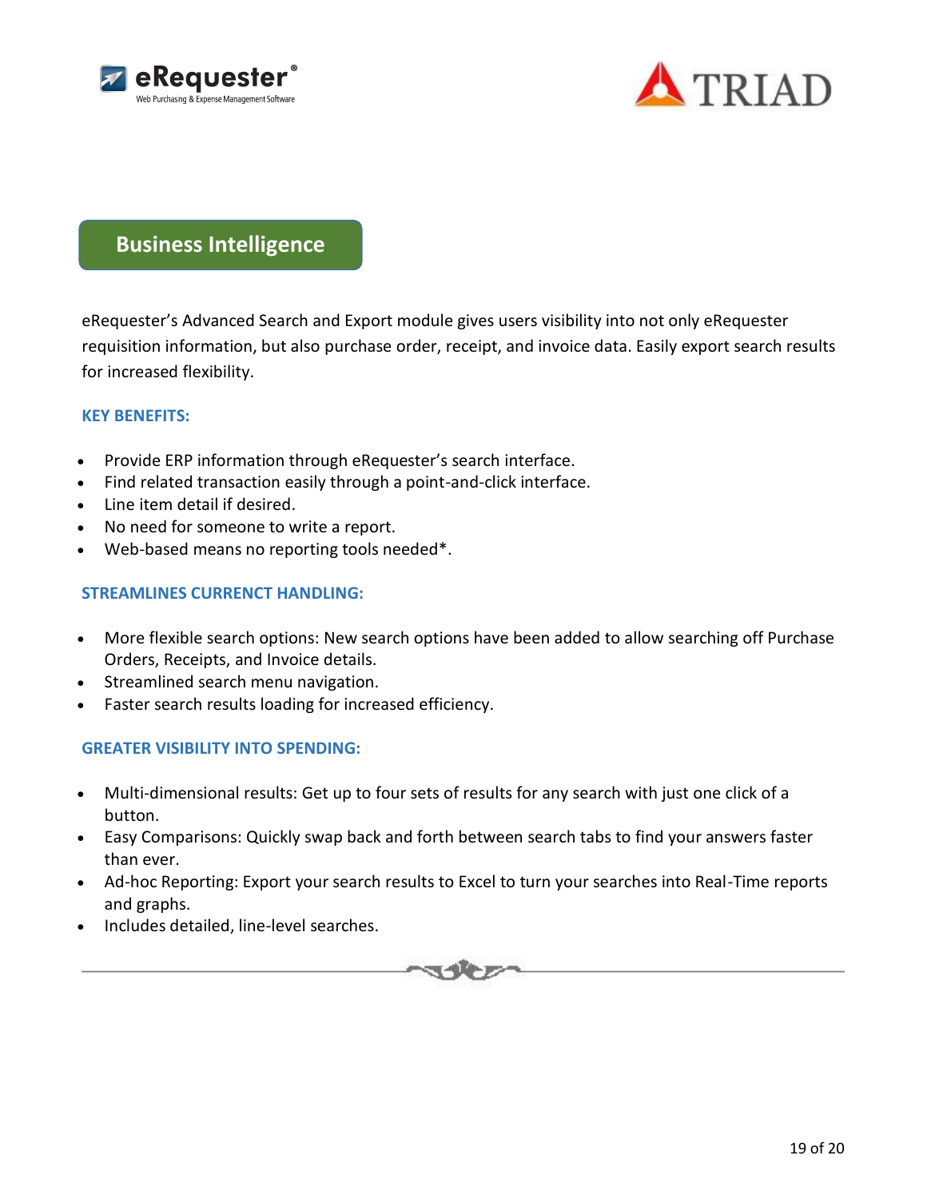## Business Intelligence

eRequester's Advanced Search and Export module gives users visibility into not only eRequester requisition information, but also purchase order, receipt, and invoice data. Easily export search results for increased flexibility.

### KEY BENEFITS:

- Provide ERP information through eRequester's search interface.
- Find related transaction easily through a point-and-click interface.
- Line item detail if desired.
- No need for someone to write a report.
- Web-based means no reporting tools needed*.

### STREAMLINES CURRENCT HANDLING:

- More flexible search options: New search options have been added to allow searching off Purchase Orders, Receipts, and Invoice details.
- Streamlined search menu navigation.
- Faster search results loading for increased efficiency.

### GREATER VISIBILITY INTO SPENDING:

- Multi-dimensional results: Get up to four sets of results for any search with just one click of a button.
- Easy Comparisons: Quickly swap back and forth between search tabs to find your answers faster than ever.
- Ad-hoc Reporting: Export your search results to Excel to turn your searches into Real-Time reports and graphs.
- Includes detailed, line-level searches.